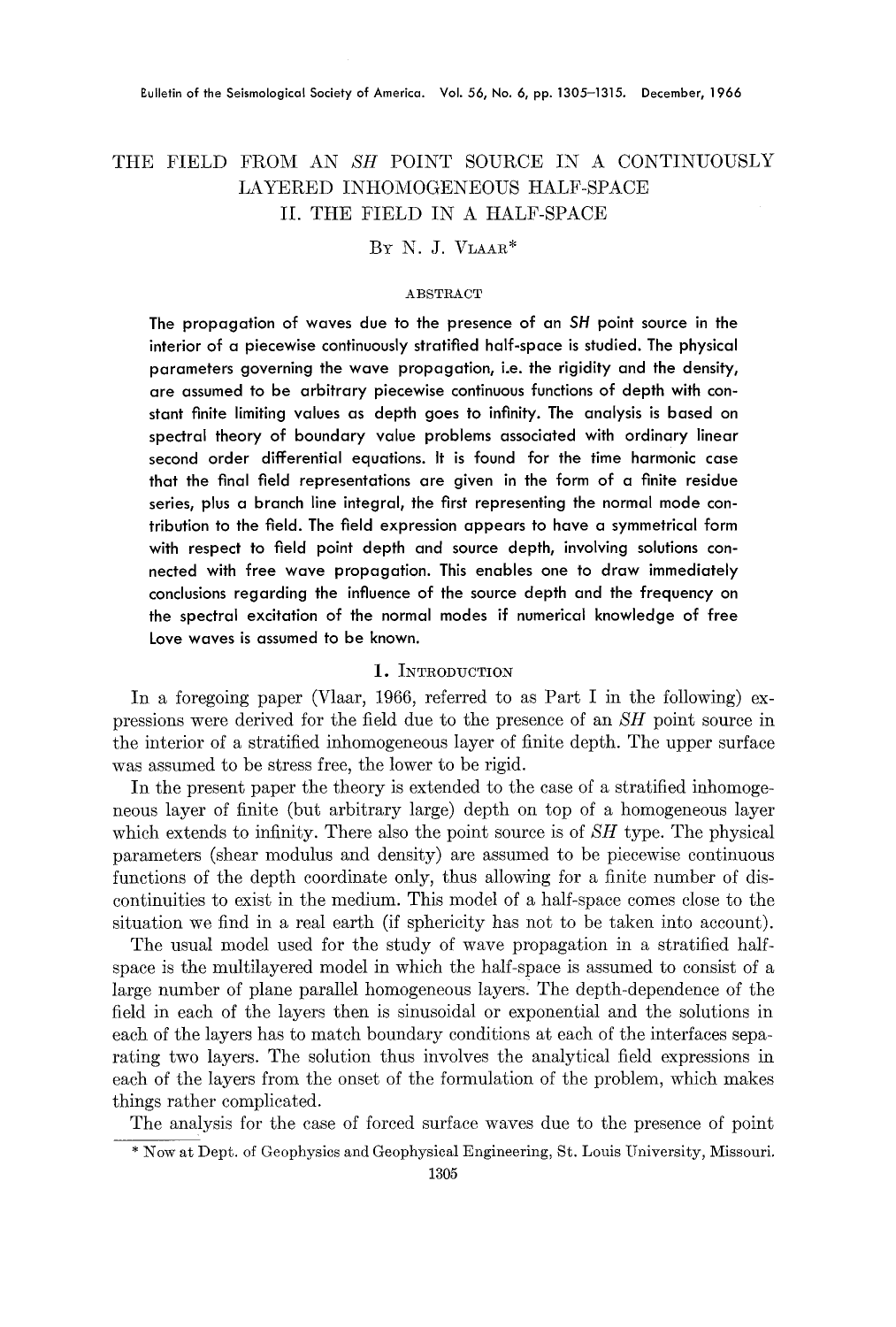# THE FIELD FROM AN *SH* POINT SOURCE IN A CONTINUOUSLY LAYERED INHOMOGENEOUS HALF-SPACE

## II. THE FIELD IN A HALF-SPACE

By N. J. Vlaar*

### ABSTRACT

The propagation of waves due to the presence of an *SH* point source in the interior of a piecewise continuously stratified half-space is studied. The physical parameters governing the wave propagation, i.e. the rigidity and the density, are assumed to be arbitrary piecewise continuous functions of depth with constant finite limiting values as depth goes to infinity. The analysis is based on spectral theory of boundary value problems associated with ordinary linear second order differential equations. It is found for the time harmonic case that the final field representations are given in the form of a finite residue series, plus a branch line integral, the first representing the normal mode contribution to the field. The field expression appears to have a symmetrical form with respect to field point depth and source depth, involving solutions connected with free wave propagation. This enables one to draw immediately conclusions regarding the influence of the source depth and the frequency on the spectral excitation of the normal modes if numerical knowledge of free Love waves is assumed to be known.

## 1. Introduction

In a foregoing paper (Vlaar, 1966, referred to as Part I in the following) expressions were derived for the field due to the presence of an *SH* point source in the interior of a stratified inhomogeneous layer of finite depth. The upper surface was assumed to be stress free, the lower to be rigid.

In the present paper the theory is extended to the case of a stratified inhomogeneous layer of finite (but arbitrary large) depth on top of a homogeneous layer which extends to infinity. There also the point source is of *SH* type. The physical parameters (shear modulus and density) are assumed to be piecewise continuous functions of the depth coordinate only, thus allowing for a finite number of discontinuities to exist in the medium. This model of a half-space comes close to the situation we find in a real earth (if sphericity has not to be taken into account).

The usual model used for the study of wave propagation in a stratified half-space is the multilayered model in which the half-space is assumed to consist of a large number of plane parallel homogeneous layers. The depth-dependence of the field in each of the layers then is sinusoidal or exponential and the solutions in each of the layers has to match boundary conditions at each of the interfaces separating two layers. The solution thus involves the analytical field expressions in each of the layers from the onset of the formulation of the problem, which makes things rather complicated.

The analysis for the case of forced surface waves due to the presence of point

---

* Now at Dept. of Geophysics and Geophysical Engineering, St. Louis University, Missouri.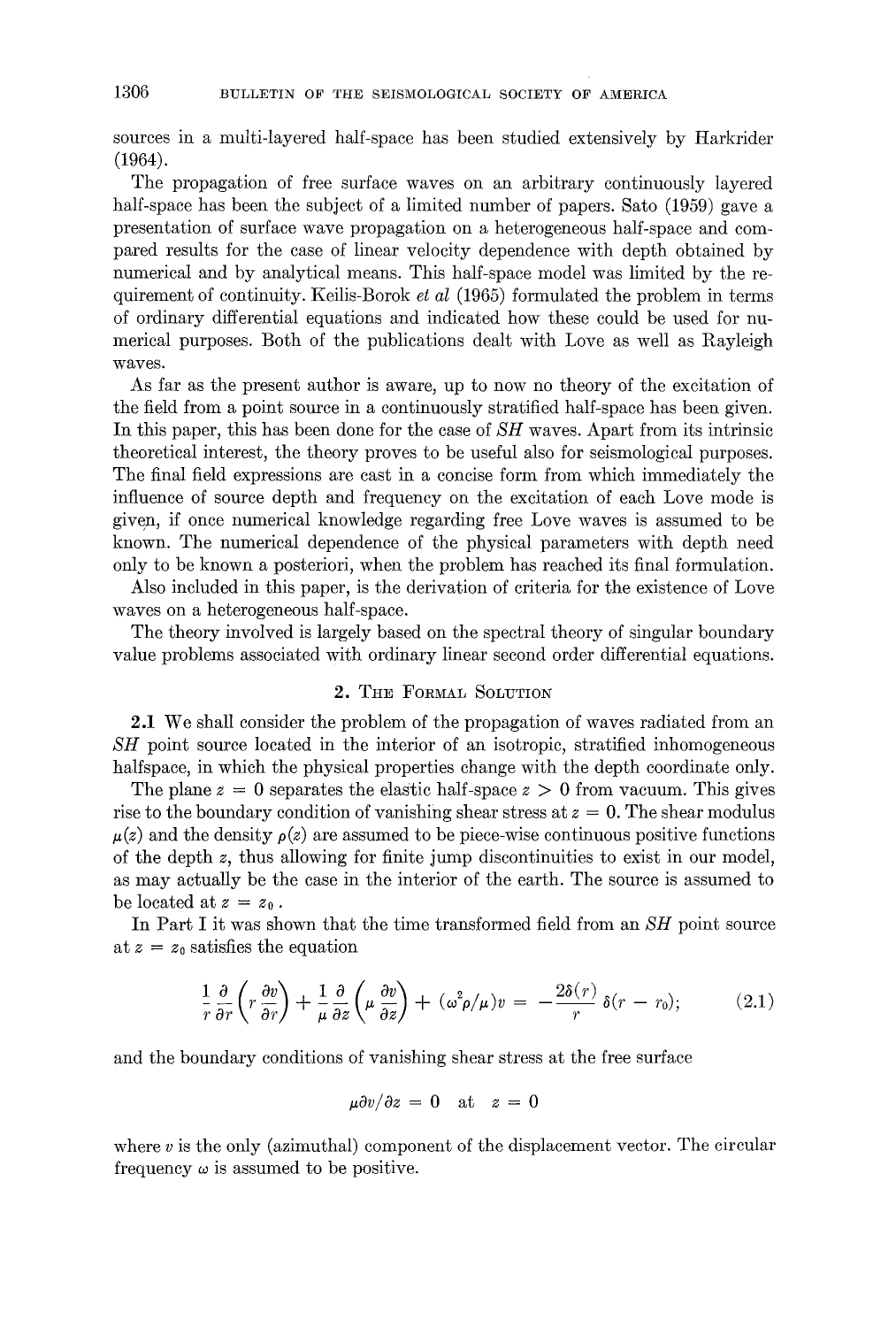sources in a multi-layered half-space has been studied extensively by Harkrider (1964).

The propagation of free surface waves on an arbitrary continuously layered half-space has been the subject of a limited number of papers. Sato (1959) gave a presentation on surface wave propagation on a heterogeneous half-space and compared results for the case of linear velocity dependence with depth obtained by numerical and by analytical means. This half-space model was limited by the requirement of continuity. Keilis-Borok *et al* (1965) formulated the problem in terms of ordinary differential equations and indicated how these could be used for numerical purposes. Both of the publications dealt with Love as well as Rayleigh waves.

As far as the present author is aware, up to now no theory of the excitation of the field from a point source in a continuously stratified half-space has been given. In this paper, this has been done for the case of *SH* waves. Apart from its intrinsic theoretical interest, the theory proves to be useful also for seismological purposes. The final field expressions are cast in a concise form from which immediately the influence of source depth and frequency on the excitation of each Love mode is given, if once numerical knowledge regarding free Love waves is assumed to be known. The numerical dependence of the physical parameters with depth need only to be known a posteriori, when the problem has reached its final formulation.

Also included in this paper, is the derivation of criteria for the existence of Love waves on a heterogeneous half-space.

The theory involved is largely based on the spectral theory of singular boundary value problems associated with ordinary linear second order differential equations.

## 2. The Formal Solution

**2.1** We shall consider the problem of the propagation of waves radiated from an *SH* point source located in the interior of an isotropic, stratified inhomogeneous halfspace, in which the physical properties change with the depth coordinate only.

The plane $z = 0$ separates the elastic half-space $z > 0$ from vacuum. This gives rise to the boundary condition of vanishing shear stress at $z = 0$. The shear modulus $\mu(z)$ and the density $\rho(z)$ are assumed to be piece-wise continuous positive functions of the depth $z$, thus allowing for finite jump discontinuities to exist in our model, as may actually be the case in the interior of the earth. The source is assumed to be located at $z = z_0$.

In Part I it was shown that the time transformed field from an *SH* point source at $z = z_0$ satisfies the equation

$$\frac{1}{r}\frac{\partial}{\partial r}\left(r\frac{\partial v}{\partial r}\right) + \frac{1}{\mu}\frac{\partial}{\partial z}\left(\mu\frac{\partial v}{\partial z}\right) + (\omega^2\rho/\mu)v = -\frac{2\delta(r)}{r}\,\delta(r - r_0); \tag{2.1}$$

and the boundary conditions of vanishing shear stress at the free surface

$$\mu\partial v/\partial z = 0 \quad \text{at} \quad z = 0$$

where $v$ is the only (azimuthal) component of the displacement vector. The circular frequency $\omega$ is assumed to be positive.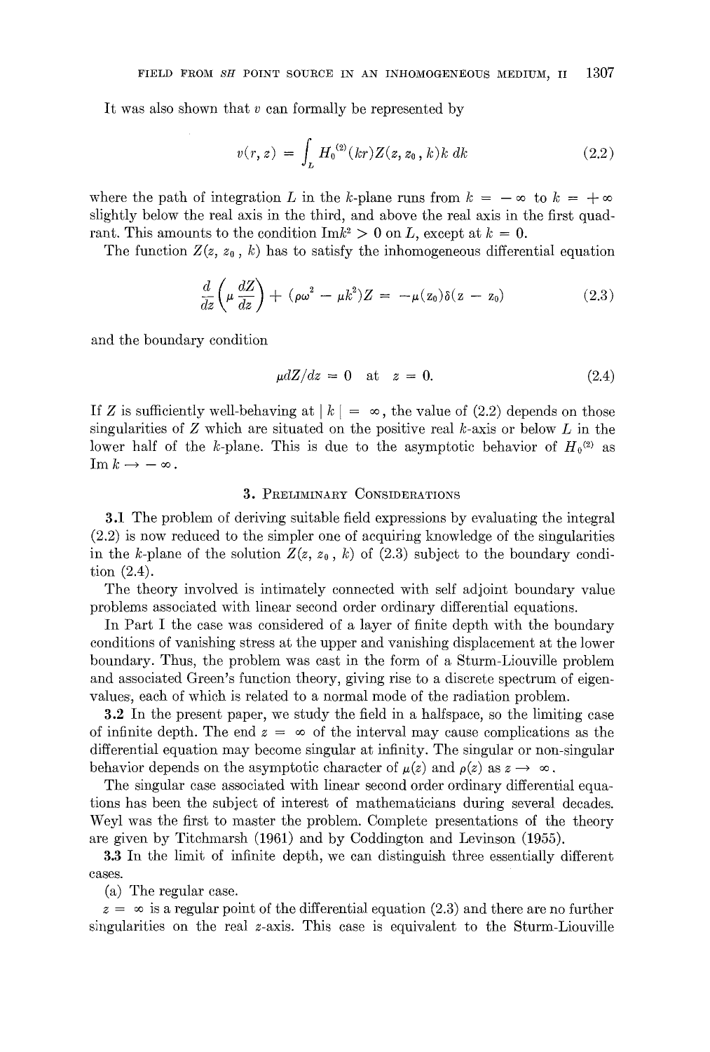It was also shown that $v$ can formally be represented by

$$v(r, z) = \int_L H_0^{(2)}(kr) Z(z, z_0, k) k \, dk \tag{2.2}$$

where the path of integration $L$ in the $k$-plane runs from $k = -\infty$ to $k = +\infty$ slightly below the real axis in the third, and above the real axis in the first quadrant. This amounts to the condition $\text{Im}k^2 > 0$ on $L$, except at $k = 0$.

The function $Z(z, z_0, k)$ has to satisfy the inhomogeneous differential equation

$$\frac{d}{dz}\left(\mu \frac{dZ}{dz}\right) + (\rho\omega^2 - \mu k^2) Z = -\mu(z_0)\delta(z - z_0) \tag{2.3}$$

and the boundary condition

$$\mu dZ/dz = 0 \quad \text{at} \quad z = 0. \tag{2.4}$$

If $Z$ is sufficiently well-behaving at $|k| = \infty$, the value of (2.2) depends on those singularities of $Z$ which are situated on the positive real $k$-axis or below $L$ in the lower half of the $k$-plane. This is due to the asymptotic behavior of $H_0^{(2)}$ as $\text{Im}\, k \rightarrow -\infty$.

## 3. Preliminary Considerations

**3.1** The problem of deriving suitable field expressions by evaluating the integral (2.2) is now reduced to the simpler one of acquiring knowledge of the singularities in the $k$-plane of the solution $Z(z, z_0, k)$ of (2.3) subject to the boundary condition (2.4).

The theory involved is intimately connected with self adjoint boundary value problems associated with linear second order ordinary differential equations.

In Part I the case was considered of a layer of finite depth with the boundary conditions of vanishing stress at the upper and vanishing displacement at the lower boundary. Thus, the problem was cast in the form of a Sturm-Liouville problem and associated Green's function theory, giving rise to a discrete spectrum of eigenvalues, each of which is related to a normal mode of the radiation problem.

**3.2** In the present paper, we study the field in a halfspace, so the limiting case of infinite depth. The end $z = \infty$ of the interval may cause complications as the differential equation may become singular at infinity. The singular or non-singular behavior depends on the asymptotic character of $\mu(z)$ and $\rho(z)$ as $z \rightarrow \infty$.

The singular case associated with linear second order ordinary differential equations has been the subject of interest of mathematicians during several decades. Weyl was the first to master the problem. Complete presentations of the theory are given by Titchmarsh (1961) and by Coddington and Levinson (1955).

**3.3** In the limit of infinite depth, we can distinguish three essentially different cases.

(a) The regular case.

$z = \infty$ is a regular point of the differential equation (2.3) and there are no further singularities on the real $z$-axis. This case is equivalent to the Sturm-Liouville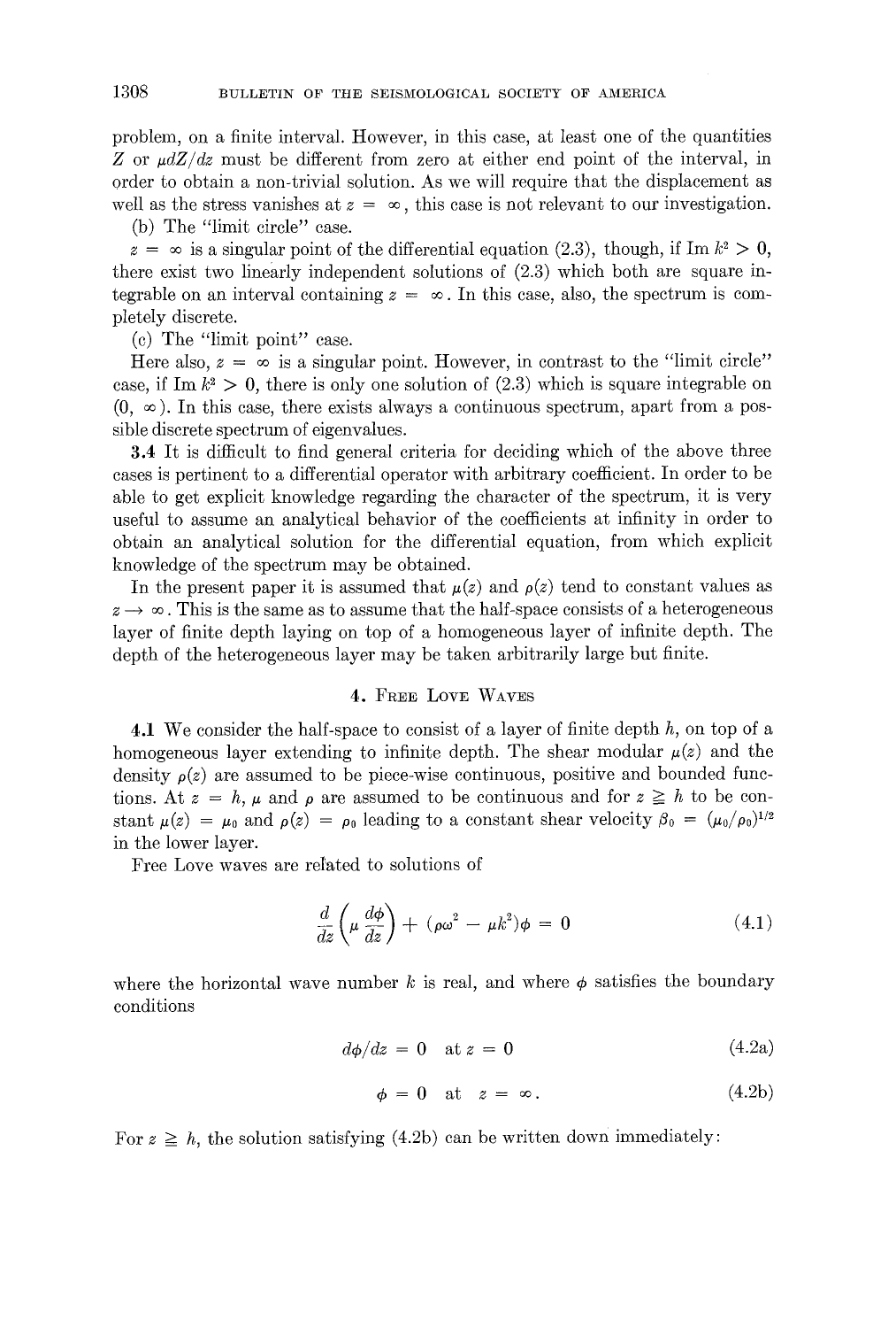problem, on a finite interval. However, in this case, at least one of the quantities $Z$ or $\mu dZ/dz$ must be different from zero at either end point of the interval, in order to obtain a non-trivial solution. As we will require that the displacement as well as the stress vanishes at $z = \infty$, this case is not relevant to our investigation.

(b) The "limit circle" case.

$z = \infty$ is a singular point of the differential equation (2.3), though, if $\mathrm{Im}\, k^2 > 0$, there exist two linearly independent solutions of (2.3) which both are square integrable on an interval containing $z = \infty$. In this case, also, the spectrum is completely discrete.

(c) The "limit point" case.

Here also, $z = \infty$ is a singular point. However, in contrast to the "limit circle" case, if $\mathrm{Im}\, k^2 > 0$, there is only one solution of (2.3) which is square integrable on $(0, \infty)$. In this case, there exists always a continuous spectrum, apart from a possible discrete spectrum of eigenvalues.

**3.4** It is difficult to find general criteria for deciding which of the above three cases is pertinent to a differential operator with arbitrary coefficient. In order to be able to get explicit knowledge regarding the character of the spectrum, it is very useful to assume an analytical behavior of the coefficients at infinity in order to obtain an analytical solution for the differential equation, from which explicit knowledge of the spectrum may be obtained.

In the present paper it is assumed that $\mu(z)$ and $\rho(z)$ tend to constant values as $z \to \infty$. This is the same as to assume that the half-space consists of a heterogeneous layer of finite depth laying on top of a homogeneous layer of infinite depth. The depth of the heterogeneous layer may be taken arbitrarily large but finite.

## 4. Free Love Waves

**4.1** We consider the half-space to consist of a layer of finite depth $h$, on top of a homogeneous layer extending to infinite depth. The shear modular $\mu(z)$ and the density $\rho(z)$ are assumed to be piece-wise continuous, positive and bounded functions. At $z = h$, $\mu$ and $\rho$ are assumed to be continuous and for $z \geqq h$ to be constant $\mu(z) = \mu_0$ and $\rho(z) = \rho_0$ leading to a constant shear velocity $\beta_0 = (\mu_0/\rho_0)^{1/2}$ in the lower layer.

Free Love waves are related to solutions of

$$\frac{d}{dz}\left(\mu \frac{d\phi}{dz}\right) + (\rho\omega^2 - \mu k^2)\phi = 0 \tag{4.1}$$

where the horizontal wave number $k$ is real, and where $\phi$ satisfies the boundary conditions

$$d\phi/dz = 0 \quad \text{at } z = 0 \tag{4.2a}$$

$$\phi = 0 \quad \text{at} \quad z = \infty. \tag{4.2b}$$

For $z \geqq h$, the solution satisfying (4.2b) can be written down immediately: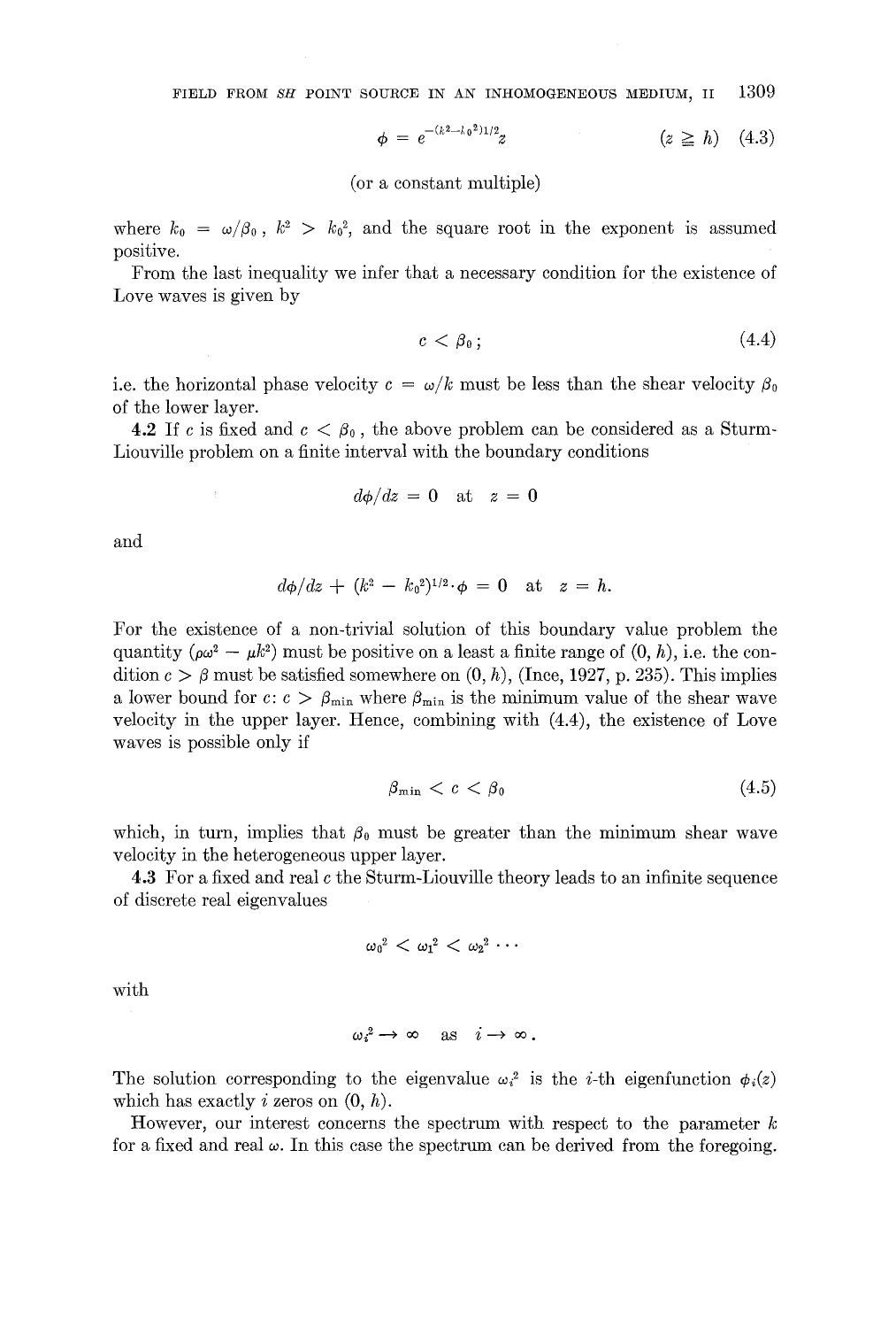$$\phi = e^{-(k^2-k_0^2)^{1/2}z} \qquad (z \geqq h) \quad (4.3)$$

(or a constant multiple)

where $k_0 = \omega/\beta_0$, $k^2 > k_0^2$, and the square root in the exponent is assumed positive.

From the last inequality we infer that a necessary condition for the existence of Love waves is given by

$$c < \beta_0 ; \qquad (4.4)$$

i.e. the horizontal phase velocity $c = \omega/k$ must be less than the shear velocity $\beta_0$ of the lower layer.

**4.2** If $c$ is fixed and $c < \beta_0$, the above problem can be considered as a Sturm-Liouville problem on a finite interval with the boundary conditions

$$d\phi/dz = 0 \quad \text{at} \quad z = 0$$

and

$$d\phi/dz + (k^2 - k_0^2)^{1/2} \cdot \phi = 0 \quad \text{at} \quad z = h.$$

For the existence of a non-trivial solution of this boundary value problem the quantity $(\rho\omega^2 - \mu k^2)$ must be positive on a least a finite range of $(0, h)$, i.e. the condition $c > \beta$ must be satisfied somewhere on $(0, h)$, (Ince, 1927, p. 235). This implies a lower bound for $c$: $c > \beta_{min}$ where $\beta_{min}$ is the minimum value of the shear wave velocity in the upper layer. Hence, combining with (4.4), the existence of Love waves is possible only if

$$\beta_{min} < c < \beta_0 \qquad (4.5)$$

which, in turn, implies that $\beta_0$ must be greater than the minimum shear wave velocity in the heterogeneous upper layer.

**4.3** For a fixed and real $c$ the Sturm-Liouville theory leads to an infinite sequence of discrete real eigenvalues

$$\omega_0^2 < \omega_1^2 < \omega_2^2 \cdots$$

with

$$\omega_i^2 \rightarrow \infty \quad \text{as} \quad i \rightarrow \infty .$$

The solution corresponding to the eigenvalue $\omega_i^2$ is the $i$-th eigenfunction $\phi_i(z)$ which has exactly $i$ zeros on $(0, h)$.

However, our interest concerns the spectrum with respect to the parameter $k$ for a fixed and real $\omega$. In this case the spectrum can be derived from the foregoing.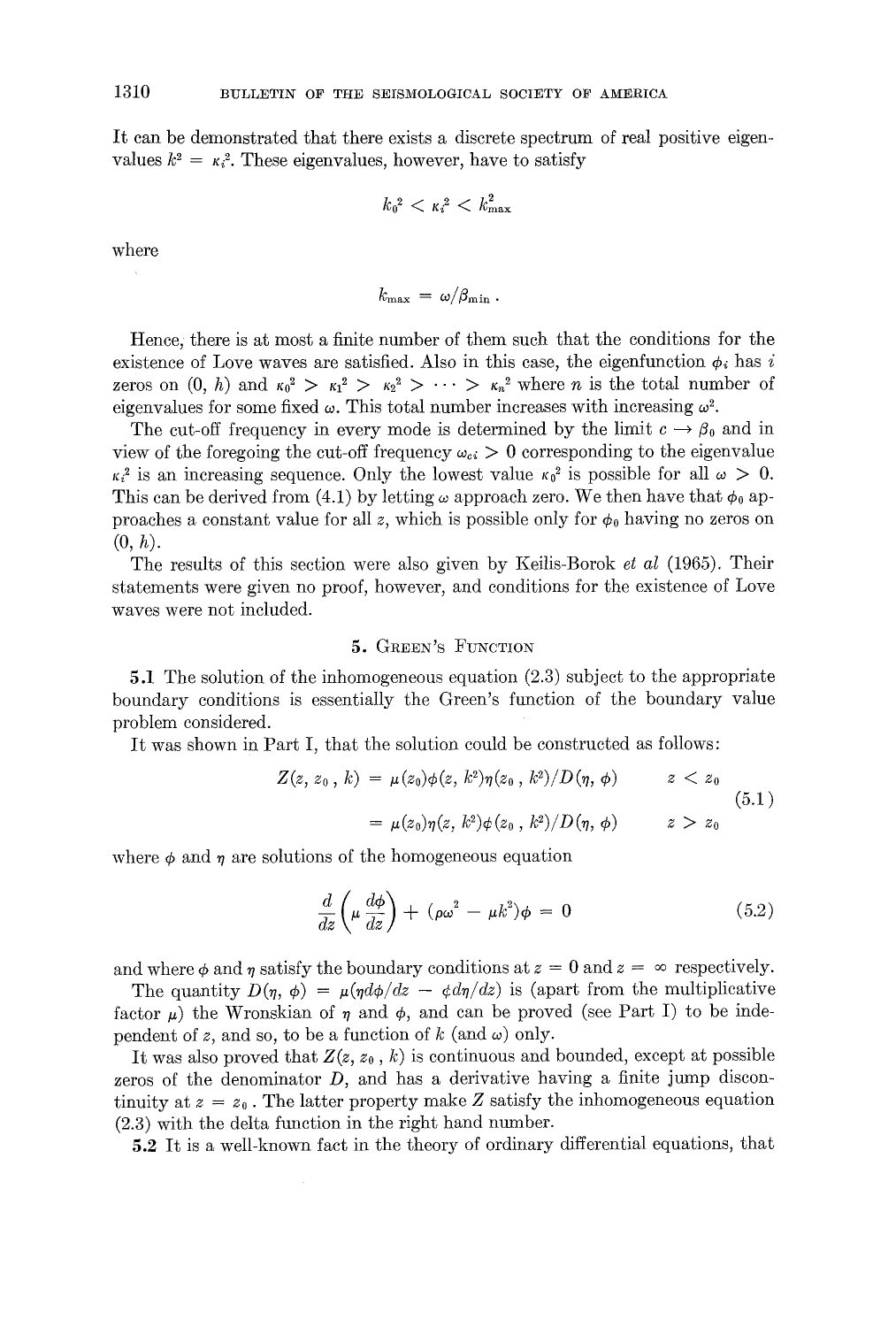It can be demonstrated that there exists a discrete spectrum of real positive eigenvalues $k^2 = \kappa_i^2$. These eigenvalues, however, have to satisfy

$$k_0^2 < \kappa_i^2 < k_{\max}^2$$

where

$$k_{\max} = \omega/\beta_{\min} .$$

Hence, there is at most a finite number of them such that the conditions for the existence of Love waves are satisfied. Also in this case, the eigenfunction $\phi_i$ has $i$ zeros on $(0, h)$ and $\kappa_0^2 > \kappa_1^2 > \kappa_2^2 > \cdots > \kappa_n^2$ where $n$ is the total number of eigenvalues for some fixed $\omega$. This total number increases with increasing $\omega^2$.

The cut-off frequency in every mode is determined by the limit $c \rightarrow \beta_0$ and in view of the foregoing the cut-off frequency $\omega_{ci} > 0$ corresponding to the eigenvalue $\kappa_i^2$ is an increasing sequence. Only the lowest value $\kappa_0^2$ is possible for all $\omega > 0$. This can be derived from (4.1) by letting $\omega$ approach zero. We then have that $\phi_0$ approaches a constant value for all $z$, which is possible only for $\phi_0$ having no zeros on $(0, h)$.

The results of this section were also given by Keilis-Borok *et al* (1965). Their statements were given no proof, however, and conditions for the existence of Love waves were not included.

## 5. Green's Function

**5.1** The solution of the inhomogeneous equation (2.3) subject to the appropriate boundary conditions is essentially the Green's function of the boundary value problem considered.

It was shown in Part I, that the solution could be constructed as follows:

$$\begin{aligned} Z(z, z_0, k) &= \mu(z_0)\phi(z, k^2)\eta(z_0, k^2)/D(\eta, \phi) \qquad z < z_0 \\ &= \mu(z_0)\eta(z, k^2)\phi(z_0, k^2)/D(\eta, \phi) \qquad z > z_0 \end{aligned} \tag{5.1}$$

where $\phi$ and $\eta$ are solutions of the homogeneous equation

$$\frac{d}{dz}\left(\mu \frac{d\phi}{dz}\right) + (\rho\omega^2 - \mu k^2)\phi = 0 \tag{5.2}$$

and where $\phi$ and $\eta$ satisfy the boundary conditions at $z = 0$ and $z = \infty$ respectively.

The quantity $D(\eta, \phi) = \mu(\eta d\phi/dz - \phi d\eta/dz)$ is (apart from the multiplicative factor $\mu$) the Wronskian of $\eta$ and $\phi$, and can be proved (see Part I) to be independent of $z$, and so, to be a function of $k$ (and $\omega$) only.

It was also proved that $Z(z, z_0, k)$ is continuous and bounded, except at possible zeros of the denominator $D$, and has a derivative having a finite jump discontinuity at $z = z_0$. The latter property make $Z$ satisfy the inhomogeneous equation (2.3) with the delta function in the right hand number.

**5.2** It is a well-known fact in the theory of ordinary differential equations, that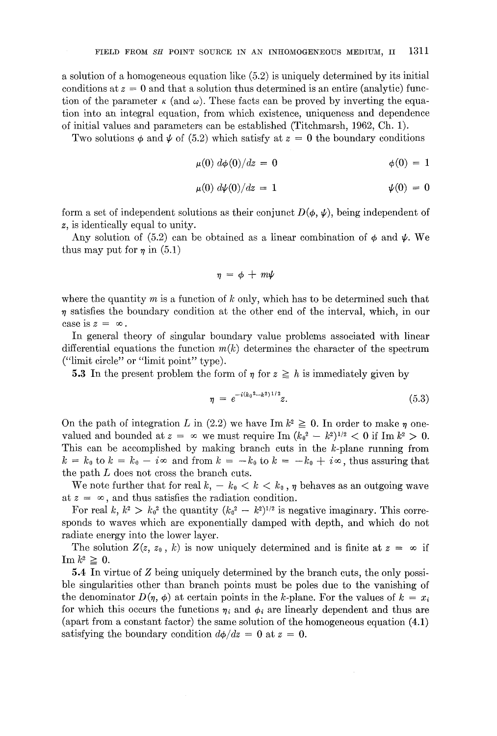a solution of a homogeneous equation like (5.2) is uniquely determined by its initial conditions at $z = 0$ and that a solution thus determined is an entire (analytic) function of the parameter $\kappa$ (and $\omega$). These facts can be proved by inverting the equation into an integral equation, from which existence, uniqueness and dependence of initial values and parameters can be established (Titchmarsh, 1962, Ch. 1).

Two solutions $\phi$ and $\psi$ of (5.2) which satisfy at $z = 0$ the boundary conditions

$$\mu(0)\, d\phi(0)/dz = 0 \qquad\qquad \phi(0) = 1$$

$$\mu(0)\, d\psi(0)/dz = 1 \qquad\qquad \psi(0) = 0$$

form a set of independent solutions as their conjunct $D(\phi, \psi)$, being independent of $z$, is identically equal to unity.

Any solution of (5.2) can be obtained as a linear combination of $\phi$ and $\psi$. We thus may put for $\eta$ in (5.1)

$$\eta = \phi + m\psi$$

where the quantity $m$ is a function of $k$ only, which has to be determined such that $\eta$ satisfies the boundary condition at the other end of the interval, which, in our case is $z = \infty$.

In general theory of singular boundary value problems associated with linear differential equations the function $m(k)$ determines the character of the spectrum ("limit circle" or "limit point" type).

**5.3** In the present problem the form of $\eta$ for $z \geqq h$ is immediately given by

$$\eta = e^{-i(k_0^2 - k^2)^{1/2} z}. \tag{5.3}$$

On the path of integration $L$ in (2.2) we have $\operatorname{Im} k^2 \geqq 0$. In order to make $\eta$ one-valued and bounded at $z = \infty$ we must require $\operatorname{Im}(k_0^2 - k^2)^{1/2} < 0$ if $\operatorname{Im} k^2 > 0$. This can be accomplished by making branch cuts in the $k$-plane running from $k = k_0$ to $k = k_0 - i\infty$ and from $k = -k_0$ to $k = -k_0 + i\infty$, thus assuring that the path $L$ does not cross the branch cuts.

We note further that for real $k$, $-k_0 < k < k_0$, $\eta$ behaves as an outgoing wave at $z = \infty$, and thus satisfies the radiation condition.

For real $k$, $k^2 > k_0^2$ the quantity $(k_0^2 - k^2)^{1/2}$ is negative imaginary. This corresponds to waves which are exponentially damped with depth, and which do not radiate energy into the lower layer.

The solution $Z(z, z_0, k)$ is now uniquely determined and is finite at $z = \infty$ if $\operatorname{Im} k^2 \geqq 0$.

**5.4** In virtue of $Z$ being uniquely determined by the branch cuts, the only possible singularities other than branch points must be poles due to the vanishing of the denominator $D(\eta, \phi)$ at certain points in the $k$-plane. For the values of $k = x_i$ for which this occurs the functions $\eta_i$ and $\phi_i$ are linearly dependent and thus are (apart from a constant factor) the same solution of the homogeneous equation (4.1) satisfying the boundary condition $d\phi/dz = 0$ at $z = 0$.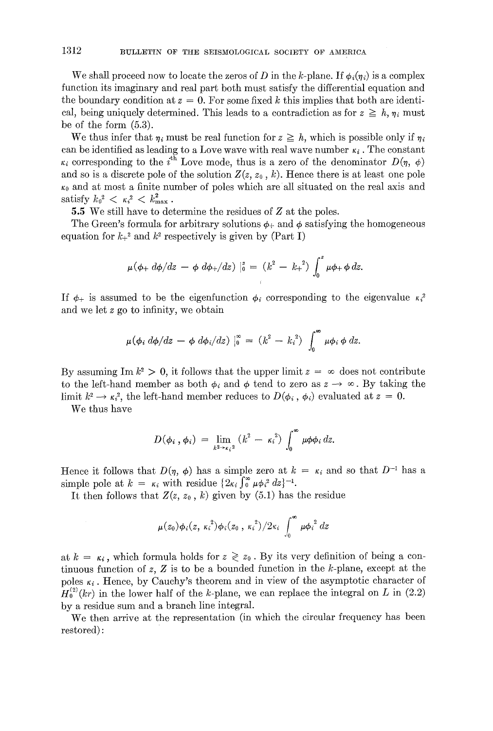We shall proceed now to locate the zeros of $D$ in the $k$-plane. If $\phi_i(\eta_i)$ is a complex function its imaginary and real part both must satisfy the differential equation and the boundary condition at $z = 0$. For some fixed $k$ this implies that both are identical, being uniquely determined. This leads to a contradiction as for $z \geqq h$, $\eta_i$ must be of the form (5.3).

We thus infer that $\eta_i$ must be real function for $z \geqq h$, which is possible only if $\eta_i$ can be identified as leading to a Love wave with real wave number $\kappa_i$. The constant $\kappa_i$ corresponding to the $i^{\text{th}}$ Love mode, thus is a zero of the denominator $D(\eta, \phi)$ and so is a discrete pole of the solution $Z(z, z_0, k)$. Hence there is at least one pole $\kappa_0$ and at most a finite number of poles which are all situated on the real axis and satisfy $k_0^2 < \kappa_i^2 < k_{\max}^2$.

**5.5** We still have to determine the residues of $Z$ at the poles.

The Green's formula for arbitrary solutions $\phi_+$ and $\phi$ satisfying the homogeneous equation for $k_+^2$ and $k^2$ respectively is given by (Part I)

$$\mu(\phi_+ \, d\phi/dz - \phi \, d\phi_+/dz) \big|_0^z = (k^2 - k_+^2) \int_0^z \mu \phi_+ \phi \, dz.$$

If $\phi_+$ is assumed to be the eigenfunction $\phi_i$ corresponding to the eigenvalue $\kappa_i^2$ and we let $z$ go to infinity, we obtain

$$\mu(\phi_i \, d\phi/dz - \phi \, d\phi_i/dz) \big|_0^\infty = (k^2 - k_i^2) \int_0^\infty \mu \phi_i \phi \, dz.$$

By assuming $\operatorname{Im} k^2 > 0$, it follows that the upper limit $z = \infty$ does not contribute to the left-hand member as both $\phi_i$ and $\phi$ tend to zero as $z \to \infty$. By taking the limit $k^2 \to \kappa_i^2$, the left-hand member reduces to $D(\phi_i, \phi_i)$ evaluated at $z = 0$.

We thus have

$$D(\phi_i, \phi_i) = \lim_{k^2 \to \kappa_i^2} (k^2 - \kappa_i^2) \int_0^\infty \mu \phi \phi_i \, dz.$$

Hence it follows that $D(\eta, \phi)$ has a simple zero at $k = \kappa_i$ and so that $D^{-1}$ has a simple pole at $k = \kappa_i$ with residue $\{2\kappa_i \int_0^\infty \mu \phi_i^2 \, dz\}^{-1}$.

It then follows that $Z(z, z_0, k)$ given by (5.1) has the residue

$$\mu(z_0)\phi_i(z, \kappa_i^2)\phi_i(z_0, \kappa_i^2)/2\kappa_i \int_0^\infty \mu \phi_i^2 \, dz$$

at $k = \kappa_i$, which formula holds for $z \gtrless z_0$. By its very definition of being a continuous function of $z$, $Z$ is to be a bounded function in the $k$-plane, except at the poles $\kappa_i$. Hence, by Cauchy's theorem and in view of the asymptotic character of $H_0^{(2)}(kr)$ in the lower half of the $k$-plane, we can replace the integral on $L$ in (2.2) by a residue sum and a branch line integral.

We then arrive at the representation (in which the circular frequency has been restored):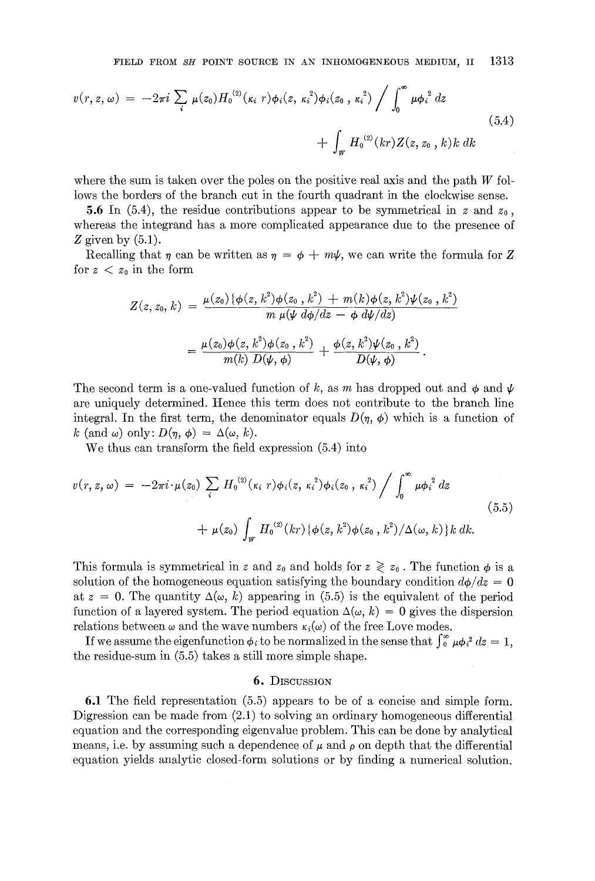$$v(r, z, \omega) = -2\pi i \sum_i \mu(z_0) H_0^{(2)}(\kappa_i r)\phi_i(z, \kappa_i^2)\phi_i(z_0, \kappa_i^2) \Big/ \int_0^\infty \mu\phi_i^2 \, dz$$

$$+ \int_W H_0^{(2)}(kr) Z(z, z_0, k) k \, dk \tag{5.4}$$

where the sum is taken over the poles on the positive real axis and the path $W$ follows the borders of the branch cut in the fourth quadrant in the clockwise sense.

**5.6** In (5.4), the residue contributions appear to be symmetrical in $z$ and $z_0$, whereas the integrand has a more complicated appearance due to the presence of $Z$ given by (5.1).

Recalling that $\eta$ can be written as $\eta = \phi + m\psi$, we can write the formula for $Z$ for $z < z_0$ in the form

$$Z(z, z_0, k) = \frac{\mu(z_0)\{\phi(z, k^2)\phi(z_0, k^2) + m(k)\phi(z, k^2)\psi(z_0, k^2)}{m \, \mu(\psi \, d\phi/dz - \phi \, d\psi/dz)}$$

$$= \frac{\mu(z_0)\phi(z, k^2)\phi(z_0, k^2)}{m(k) \, D(\psi, \phi)} + \frac{\phi(z, k^2)\psi(z_0, k^2)}{D(\psi, \phi)}.$$

The second term is a one-valued function of $k$, as $m$ has dropped out and $\phi$ and $\psi$ are uniquely determined. Hence this term does not contribute to the branch line integral. In the first term, the denominator equals $D(\eta, \phi)$ which is a function of $k$ (and $\omega$) only: $D(\eta, \phi) = \Delta(\omega, k)$.

We thus can transform the field expression (5.4) into

$$v(r, z, \omega) = -2\pi i \cdot \mu(z_0) \sum_i H_0^{(2)}(\kappa_i r)\phi_i(z, \kappa_i^2)\phi_i(z_0, \kappa_i^2) \Big/ \int_0^\infty \mu\phi_i^2 \, dz$$

$$+ \mu(z_0) \int_W H_0^{(2)}(kr)\{\phi(z, k^2)\phi(z_0, k^2)/\Delta(\omega, k)\} k \, dk. \tag{5.5}$$

This formula is symmetrical in $z$ and $z_0$ and holds for $z \gtrless z_0$. The function $\phi$ is a solution of the homogeneous equation satisfying the boundary condition $d\phi/dz = 0$ at $z = 0$. The quantity $\Delta(\omega, k)$ appearing in (5.5) is the equivalent of the period function of a layered system. The period equation $\Delta(\omega, k) = 0$ gives the dispersion relations between $\omega$ and the wave numbers $\kappa_i(\omega)$ of the free Love modes.

If we assume the eigenfunction $\phi_i$ to be normalized in the sense that $\int_0^\infty \mu\phi_i^2 \, dz = 1$, the residue-sum in (5.5) takes a still more simple shape.

## 6. Discussion

**6.1** The field representation (5.5) appears to be of a concise and simple form. Digression can be made from (2.1) to solving an ordinary homogeneous differential equation and the corresponding eigenvalue problem. This can be done by analytical means, i.e. by assuming such a dependence of $\mu$ and $\rho$ on depth that the differential equation yields analytic closed-form solutions or by finding a numerical solution.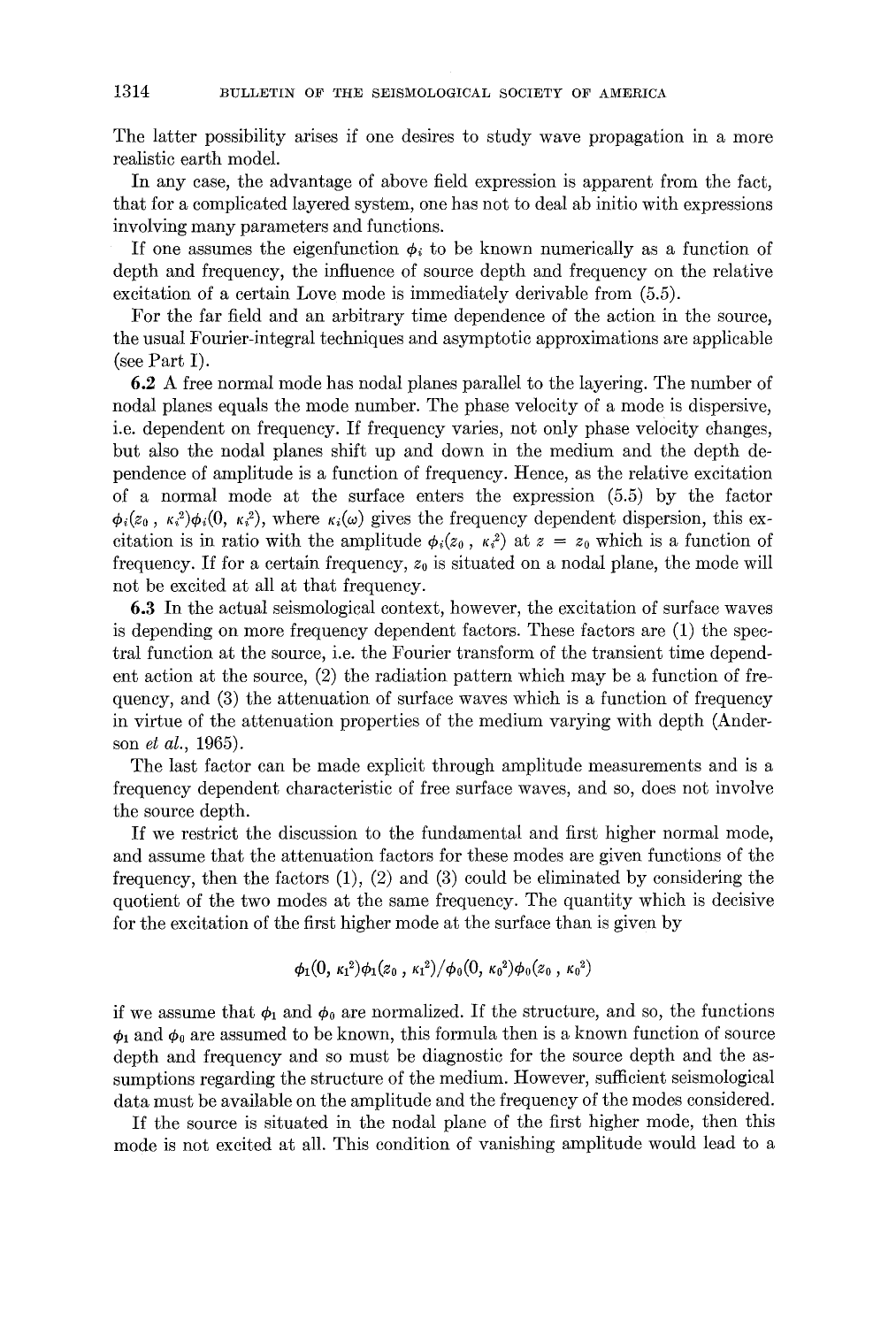The latter possibility arises if one desires to study wave propagation in a more realistic earth model.

In any case, the advantage of above field expression is apparent from the fact, that for a complicated layered system, one has not to deal ab initio with expressions involving many parameters and functions.

If one assumes the eigenfunction $\phi_i$ to be known numerically as a function of depth and frequency, the influence of source depth and frequency on the relative excitation of a certain Love mode is immediately derivable from (5.5).

For the far field and an arbitrary time dependence of the action in the source, the usual Fourier-integral techniques and asymptotic approximations are applicable (see Part I).

**6.2** A free normal mode has nodal planes parallel to the layering. The number of nodal planes equals the mode number. The phase velocity of a mode is dispersive, i.e. dependent on frequency. If frequency varies, not only phase velocity changes, but also the nodal planes shift up and down in the medium and the depth dependence of amplitude is a function of frequency. Hence, as the relative excitation of a normal mode at the surface enters the expression (5.5) by the factor $\phi_i(z_0, \kappa_i^2)\phi_i(0, \kappa_i^2)$, where $\kappa_i(\omega)$ gives the frequency dependent dispersion, this excitation is in ratio with the amplitude $\phi_i(z_0, \kappa_i^2)$ at $z = z_0$ which is a function of frequency. If for a certain frequency, $z_0$ is situated on a nodal plane, the mode will not be excited at all at that frequency.

**6.3** In the actual seismological context, however, the excitation of surface waves is depending on more frequency dependent factors. These factors are (1) the spectral function at the source, i.e. the Fourier transform of the transient time dependent action at the source, (2) the radiation pattern which may be a function of frequency, and (3) the attenuation of surface waves which is a function of frequency in virtue of the attenuation properties of the medium varying with depth (Anderson *et al.*, 1965).

The last factor can be made explicit through amplitude measurements and is a frequency dependent characteristic of free surface waves, and so, does not involve the source depth.

If we restrict the discussion to the fundamental and first higher normal mode, and assume that the attenuation factors for these modes are given functions of the frequency, then the factors (1), (2) and (3) could be eliminated by considering the quotient of the two modes at the same frequency. The quantity which is decisive for the excitation of the first higher mode at the surface than is given by

$$\phi_1(0, \kappa_1^2)\phi_1(z_0, \kappa_1^2)/\phi_0(0, \kappa_0^2)\phi_0(z_0, \kappa_0^2)$$

if we assume that $\phi_1$ and $\phi_0$ are normalized. If the structure, and so, the functions $\phi_1$ and $\phi_0$ are assumed to be known, this formula then is a known function of source depth and frequency and so must be diagnostic for the source depth and the assumptions regarding the structure of the medium. However, sufficient seismological data must be available on the amplitude and the frequency of the modes considered.

If the source is situated in the nodal plane of the first higher mode, then this mode is not excited at all. This condition of vanishing amplitude would lead to a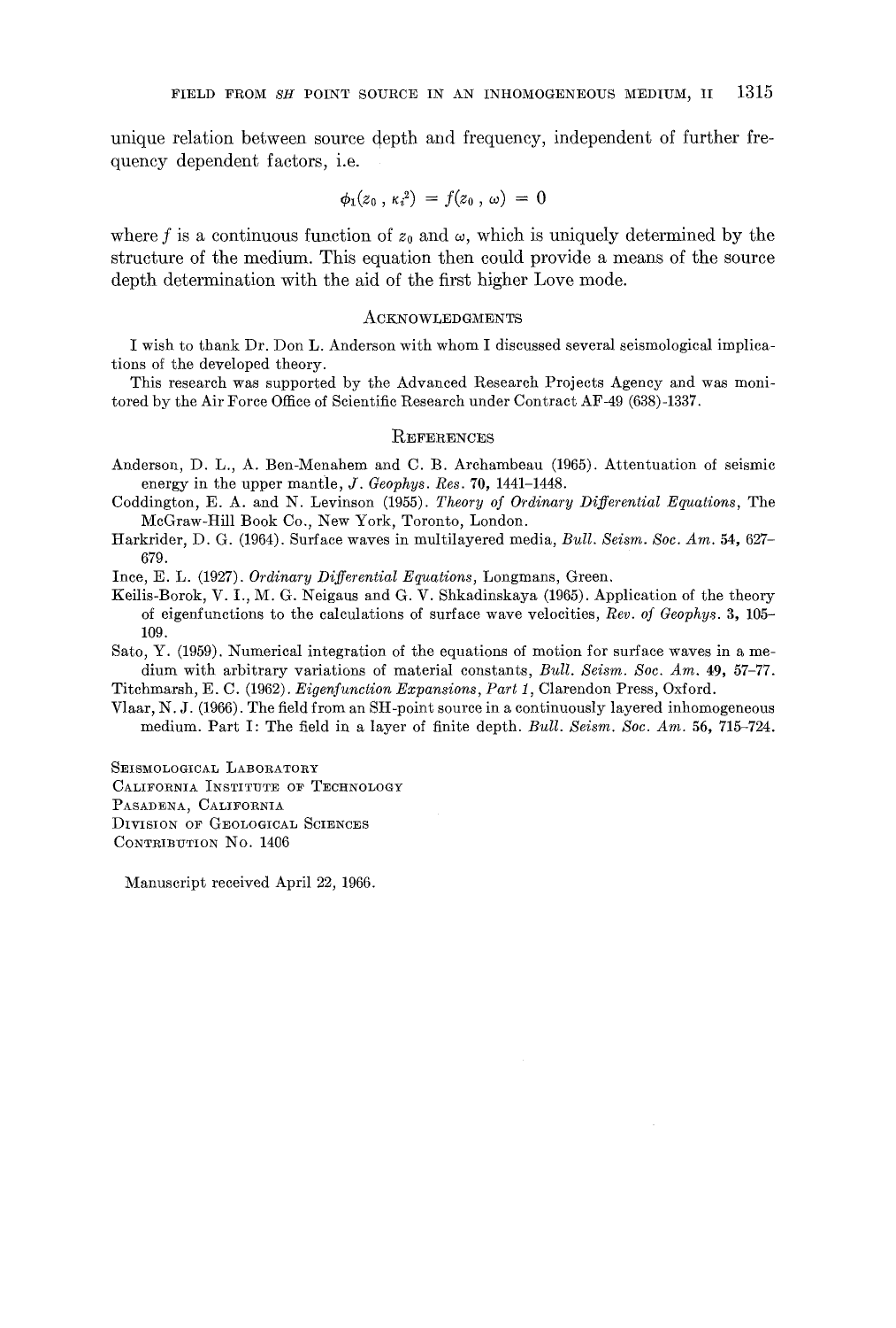unique relation between source depth and frequency, independent of further frequency dependent factors, i.e.

$$\phi_1(z_0, \kappa_i^2) = f(z_0, \omega) = 0$$

where $f$ is a continuous function of $z_0$ and $\omega$, which is uniquely determined by the structure of the medium. This equation then could provide a means of the source depth determination with the aid of the first higher Love mode.

## Acknowledgments

I wish to thank Dr. Don L. Anderson with whom I discussed several seismological implications of the developed theory.

This research was supported by the Advanced Research Projects Agency and was monitored by the Air Force Office of Scientific Research under Contract AF-49 (638)-1337.

## References

Anderson, D. L., A. Ben-Menahem and C. B. Archambeau (1965). Attentuation of seismic energy in the upper mantle, *J. Geophys. Res.* **70,** 1441–1448.

Coddington, E. A. and N. Levinson (1955). *Theory of Ordinary Differential Equations*, The McGraw-Hill Book Co., New York, Toronto, London.

Harkrider, D. G. (1964). Surface waves in multilayered media, *Bull. Seism. Soc. Am.* **54,** 627–679.

Ince, E. L. (1927). *Ordinary Differential Equations*, Longmans, Green.

Keilis-Borok, V. I., M. G. Neigaus and G. V. Shkadinskaya (1965). Application of the theory of eigenfunctions to the calculations of surface wave velocities, *Rev. of Geophys.* **3,** 105–109.

Sato, Y. (1959). Numerical integration of the equations of motion for surface waves in a medium with arbitrary variations of material constants, *Bull. Seism. Soc. Am.* **49,** 57–77.

Titchmarsh, E. C. (1962). *Eigenfunction Expansions, Part 1*, Clarendon Press, Oxford.

Vlaar, N. J. (1966). The field from an SH-point source in a continuously layered inhomogeneous medium. Part I: The field in a layer of finite depth. *Bull. Seism. Soc. Am.* **56,** 715–724.

Seismological Laboratory
California Institute of Technology
Pasadena, California
Division of Geological Sciences
Contribution No. 1406

Manuscript received April 22, 1966.